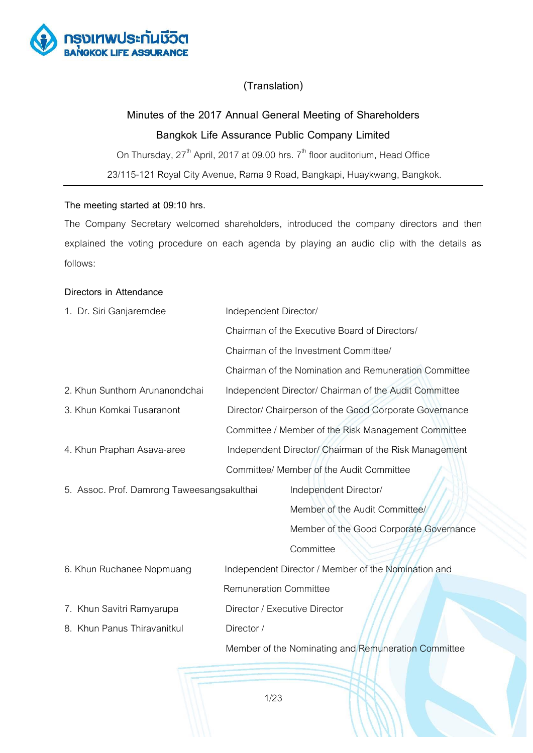(Translation)

# Minutes of the 2017 Annual General Meeting of Shareholders

## Bangkok Life Assurance Public Company Limited

On Thursday, 27th April, 2017 at 09.00 hrs. 7th floor auditorium, Head Office

23/115-121 Royal City Avenue, Rama 9 Road, Bangkapi, Huaykwang, Bangkok.

---

**The meeting started at 09:10 hrs.**

The Company Secretary welcomed shareholders, introduced the company directors and then explained the voting procedure on each agenda by playing an audio clip with the details as follows:

**Directors in Attendance**

| | |
|---|---|
| 1. Dr. Siri Ganjarerndee | Independent Director/ Chairman of the Executive Board of Directors/ Chairman of the Investment Committee/ Chairman of the Nomination and Remuneration Committee |
| 2. Khun Sunthorn Arunanondchai | Independent Director/ Chairman of the Audit Committee |
| 3. Khun Komkai Tusaranont | Director/ Chairperson of the Good Corporate Governance Committee / Member of the Risk Management Committee |
| 4. Khun Praphan Asava-aree | Independent Director/ Chairman of the Risk Management Committee/ Member of the Audit Committee |
| 5. Assoc. Prof. Damrong Taweesangsakulthai | Independent Director/ Member of the Audit Committee/ Member of the Good Corporate Governance Committee |
| 6. Khun Ruchanee Nopmuang | Independent Director / Member of the Nomination and Remuneration Committee |
| 7. Khun Savitri Ramyarupa | Director / Executive Director |
| 8. Khun Panus Thiravanitkul | Director / Member of the Nominating and Remuneration Committee |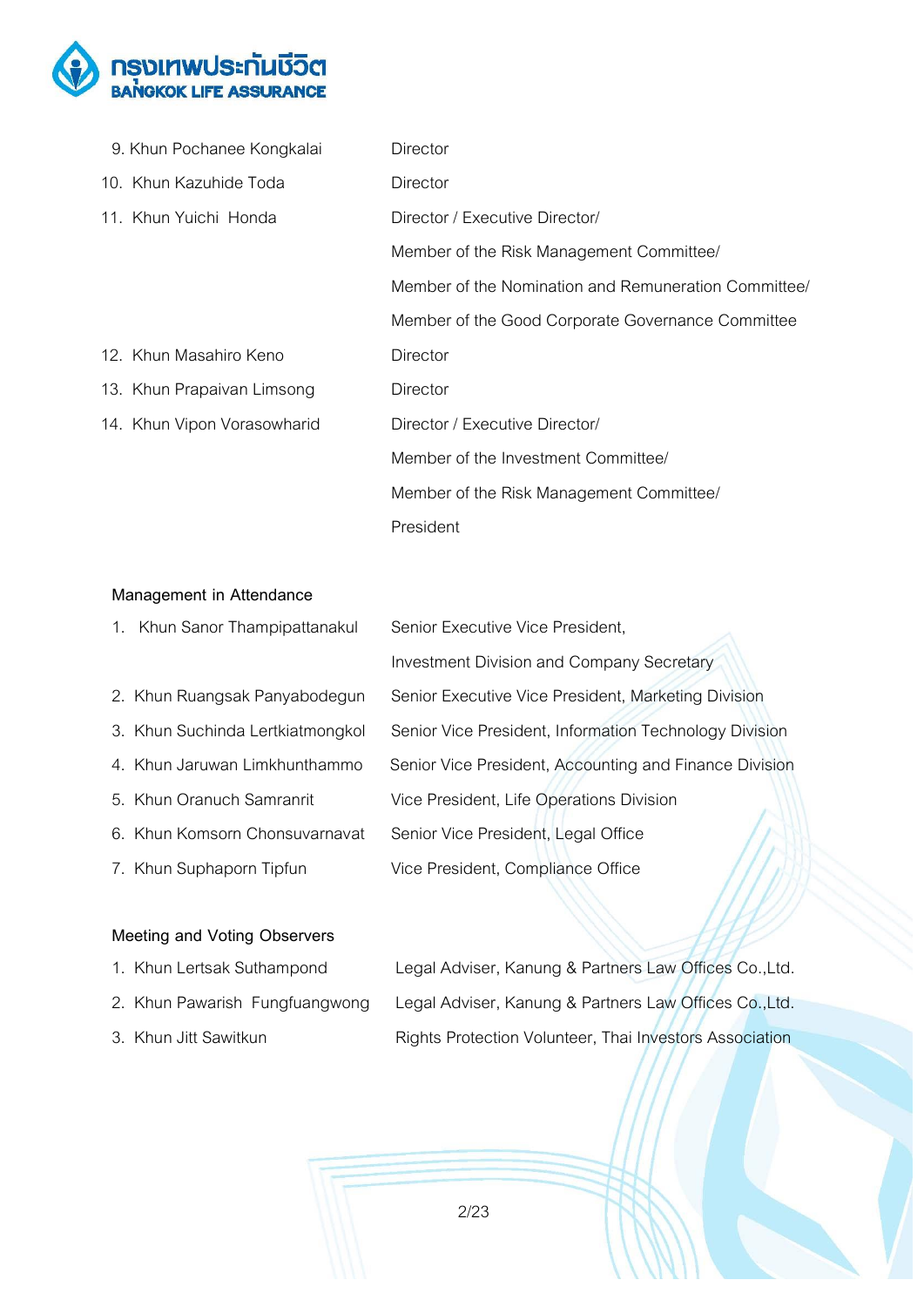| | |
|---|---|
| 9. Khun Pochanee Kongkalai | Director |
| 10. Khun Kazuhide Toda | Director |
| 11. Khun Yuichi Honda | Director / Executive Director/ Member of the Risk Management Committee/ Member of the Nomination and Remuneration Committee/ Member of the Good Corporate Governance Committee |
| 12. Khun Masahiro Keno | Director |
| 13. Khun Prapaivan Limsong | Director |
| 14. Khun Vipon Vorasowharid | Director / Executive Director/ Member of the Investment Committee/ Member of the Risk Management Committee/ President |

**Management in Attendance**

| | |
|---|---|
| 1. Khun Sanor Thampipattanakul | Senior Executive Vice President, Investment Division and Company Secretary |
| 2. Khun Ruangsak Panyabodegun | Senior Executive Vice President, Marketing Division |
| 3. Khun Suchinda Lertkiatmongkol | Senior Vice President, Information Technology Division |
| 4. Khun Jaruwan Limkhunthammo | Senior Vice President, Accounting and Finance Division |
| 5. Khun Oranuch Samranrit | Vice President, Life Operations Division |
| 6. Khun Komsorn Chonsuvarnavat | Senior Vice President, Legal Office |
| 7. Khun Suphaporn Tipfun | Vice President, Compliance Office |

**Meeting and Voting Observers**

| | |
|---|---|
| 1. Khun Lertsak Suthampond | Legal Adviser, Kanung & Partners Law Offices Co.,Ltd. |
| 2. Khun Pawarish Fungfuangwong | Legal Adviser, Kanung & Partners Law Offices Co.,Ltd. |
| 3. Khun Jitt Sawitkun | Rights Protection Volunteer, Thai Investors Association |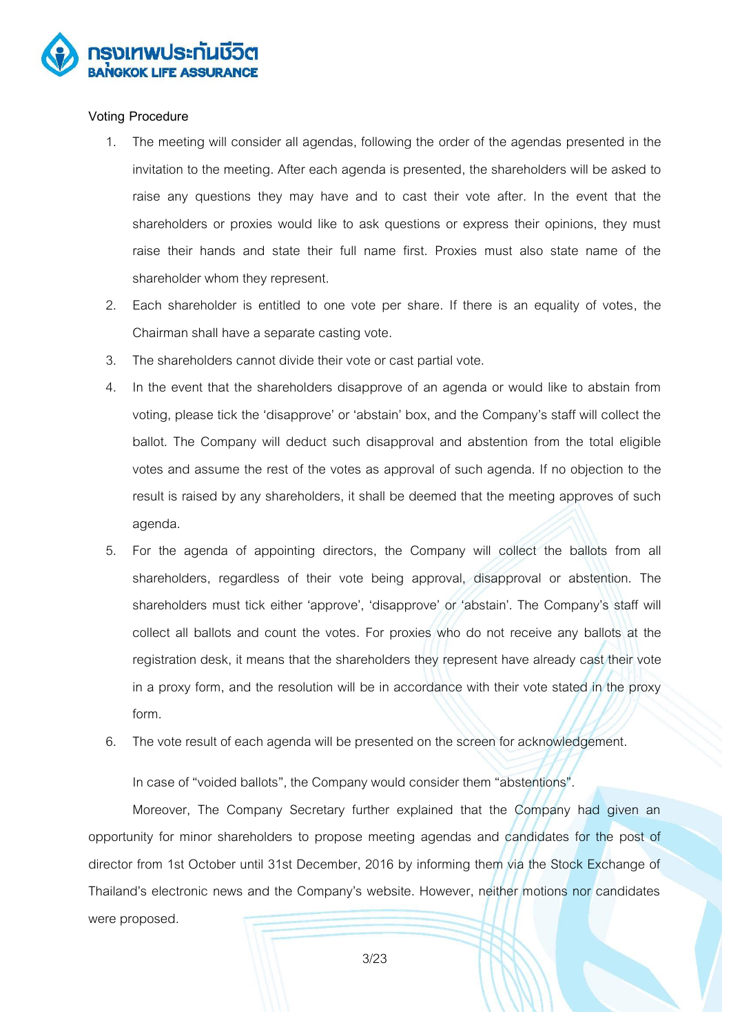Voting Procedure

1. The meeting will consider all agendas, following the order of the agendas presented in the invitation to the meeting. After each agenda is presented, the shareholders will be asked to raise any questions they may have and to cast their vote after. In the event that the shareholders or proxies would like to ask questions or express their opinions, they must raise their hands and state their full name first. Proxies must also state name of the shareholder whom they represent.
2. Each shareholder is entitled to one vote per share. If there is an equality of votes, the Chairman shall have a separate casting vote.
3. The shareholders cannot divide their vote or cast partial vote.
4. In the event that the shareholders disapprove of an agenda or would like to abstain from voting, please tick the 'disapprove' or 'abstain' box, and the Company's staff will collect the ballot. The Company will deduct such disapproval and abstention from the total eligible votes and assume the rest of the votes as approval of such agenda. If no objection to the result is raised by any shareholders, it shall be deemed that the meeting approves of such agenda.
5. For the agenda of appointing directors, the Company will collect the ballots from all shareholders, regardless of their vote being approval, disapproval or abstention. The shareholders must tick either 'approve', 'disapprove' or 'abstain'. The Company's staff will collect all ballots and count the votes. For proxies who do not receive any ballots at the registration desk, it means that the shareholders they represent have already cast their vote in a proxy form, and the resolution will be in accordance with their vote stated in the proxy form.
6. The vote result of each agenda will be presented on the screen for acknowledgement.

In case of "voided ballots", the Company would consider them "abstentions".

Moreover, The Company Secretary further explained that the Company had given an opportunity for minor shareholders to propose meeting agendas and candidates for the post of director from 1st October until 31st December, 2016 by informing them via the Stock Exchange of Thailand's electronic news and the Company's website. However, neither motions nor candidates were proposed.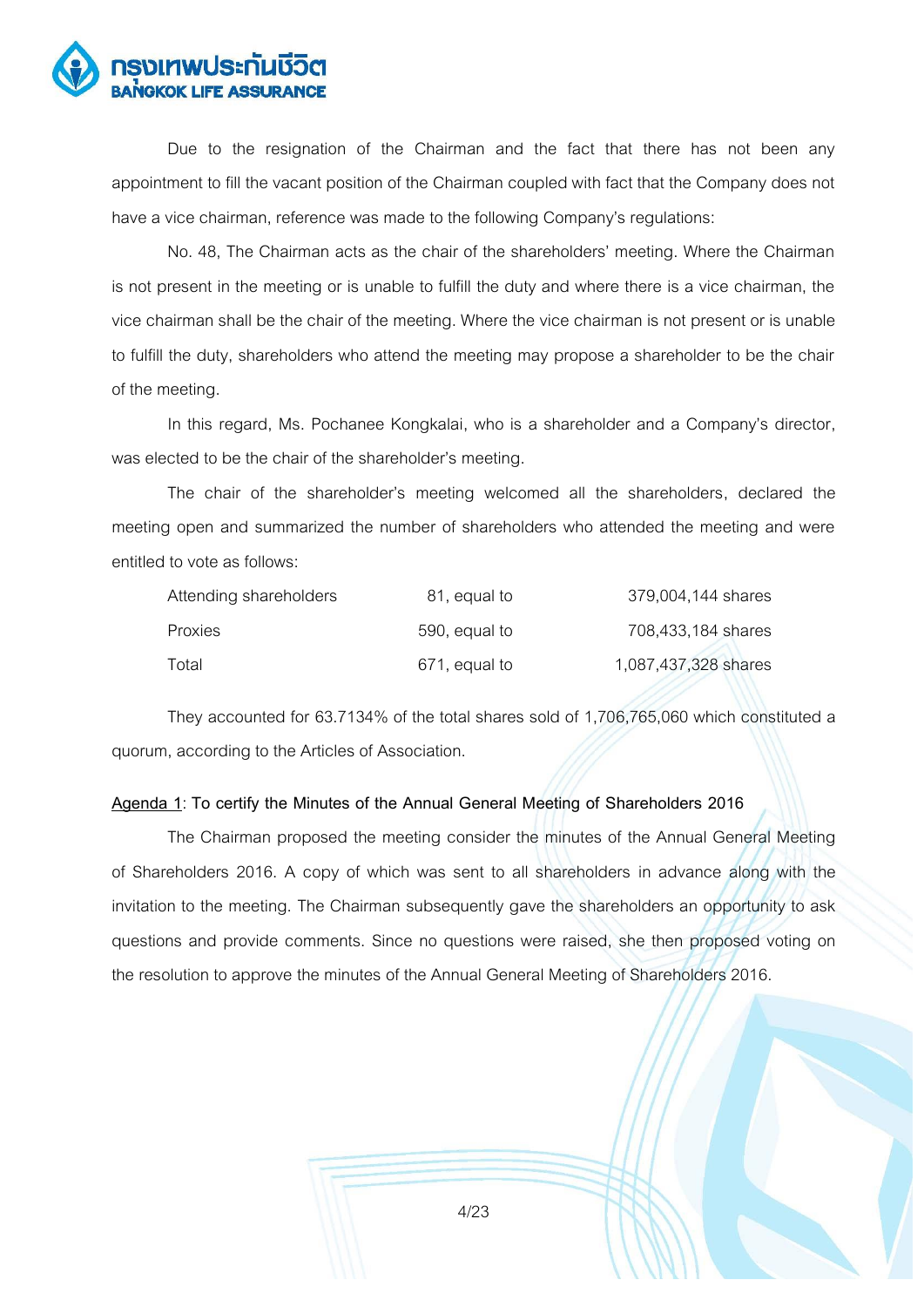Due to the resignation of the Chairman and the fact that there has not been any appointment to fill the vacant position of the Chairman coupled with fact that the Company does not have a vice chairman, reference was made to the following Company's regulations:

No. 48, The Chairman acts as the chair of the shareholders' meeting. Where the Chairman is not present in the meeting or is unable to fulfill the duty and where there is a vice chairman, the vice chairman shall be the chair of the meeting. Where the vice chairman is not present or is unable to fulfill the duty, shareholders who attend the meeting may propose a shareholder to be the chair of the meeting.

In this regard, Ms. Pochanee Kongkalai, who is a shareholder and a Company's director, was elected to be the chair of the shareholder's meeting.

The chair of the shareholder's meeting welcomed all the shareholders, declared the meeting open and summarized the number of shareholders who attended the meeting and were entitled to vote as follows:

| | | |
|---|---|---|
| Attending shareholders | 81, equal to | 379,004,144 shares |
| Proxies | 590, equal to | 708,433,184 shares |
| Total | 671, equal to | 1,087,437,328 shares |

They accounted for 63.7134% of the total shares sold of 1,706,765,060 which constituted a quorum, according to the Articles of Association.

**<u>Agenda 1</u>: To certify the Minutes of the Annual General Meeting of Shareholders 2016**

The Chairman proposed the meeting consider the minutes of the Annual General Meeting of Shareholders 2016. A copy of which was sent to all shareholders in advance along with the invitation to the meeting. The Chairman subsequently gave the shareholders an opportunity to ask questions and provide comments. Since no questions were raised, she then proposed voting on the resolution to approve the minutes of the Annual General Meeting of Shareholders 2016.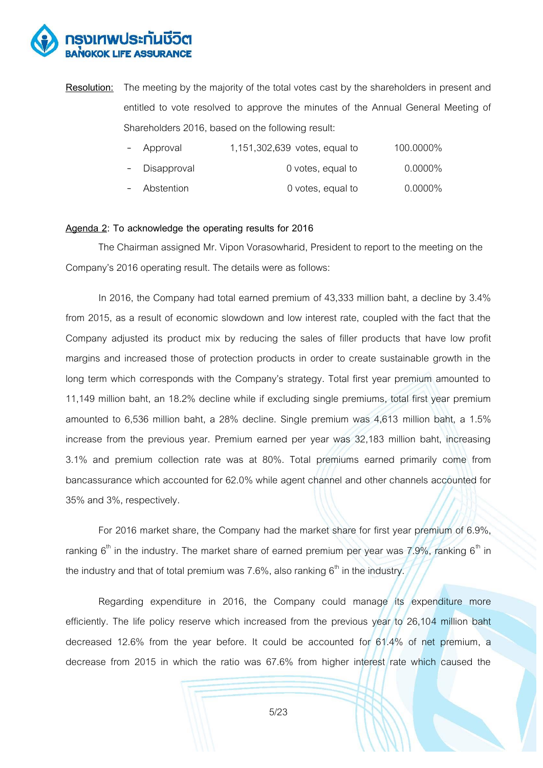**Resolution:** The meeting by the majority of the total votes cast by the shareholders in present and entitled to vote resolved to approve the minutes of the Annual General Meeting of Shareholders 2016, based on the following result:

- Approval 1,151,302,639 votes, equal to 100.0000%
- Disapproval 0 votes, equal to 0.0000%
- Abstention 0 votes, equal to 0.0000%

**Agenda 2: To acknowledge the operating results for 2016**

The Chairman assigned Mr. Vipon Vorasowharid, President to report to the meeting on the Company's 2016 operating result. The details were as follows:

In 2016, the Company had total earned premium of 43,333 million baht, a decline by 3.4% from 2015, as a result of economic slowdown and low interest rate, coupled with the fact that the Company adjusted its product mix by reducing the sales of filler products that have low profit margins and increased those of protection products in order to create sustainable growth in the long term which corresponds with the Company's strategy. Total first year premium amounted to 11,149 million baht, an 18.2% decline while if excluding single premiums, total first year premium amounted to 6,536 million baht, a 28% decline. Single premium was 4,613 million baht, a 1.5% increase from the previous year. Premium earned per year was 32,183 million baht, increasing 3.1% and premium collection rate was at 80%. Total premiums earned primarily come from bancassurance which accounted for 62.0% while agent channel and other channels accounted for 35% and 3%, respectively.

For 2016 market share, the Company had the market share for first year premium of 6.9%, ranking 6th in the industry. The market share of earned premium per year was 7.9%, ranking 6th in the industry and that of total premium was 7.6%, also ranking 6th in the industry.

Regarding expenditure in 2016, the Company could manage its expenditure more efficiently. The life policy reserve which increased from the previous year to 26,104 million baht decreased 12.6% from the year before. It could be accounted for 61.4% of net premium, a decrease from 2015 in which the ratio was 67.6% from higher interest rate which caused the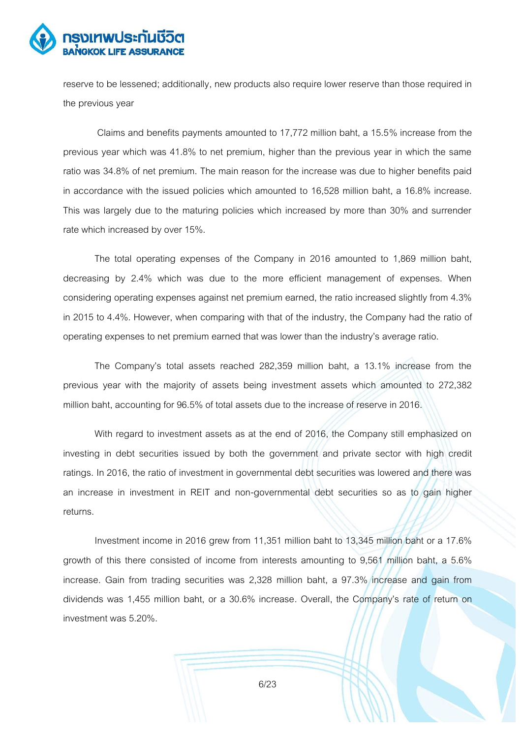reserve to be lessened; additionally, new products also require lower reserve than those required in the previous year

Claims and benefits payments amounted to 17,772 million baht, a 15.5% increase from the previous year which was 41.8% to net premium, higher than the previous year in which the same ratio was 34.8% of net premium. The main reason for the increase was due to higher benefits paid in accordance with the issued policies which amounted to 16,528 million baht, a 16.8% increase. This was largely due to the maturing policies which increased by more than 30% and surrender rate which increased by over 15%.

The total operating expenses of the Company in 2016 amounted to 1,869 million baht, decreasing by 2.4% which was due to the more efficient management of expenses. When considering operating expenses against net premium earned, the ratio increased slightly from 4.3% in 2015 to 4.4%. However, when comparing with that of the industry, the Company had the ratio of operating expenses to net premium earned that was lower than the industry's average ratio.

The Company's total assets reached 282,359 million baht, a 13.1% increase from the previous year with the majority of assets being investment assets which amounted to 272,382 million baht, accounting for 96.5% of total assets due to the increase of reserve in 2016.

With regard to investment assets as at the end of 2016, the Company still emphasized on investing in debt securities issued by both the government and private sector with high credit ratings. In 2016, the ratio of investment in governmental debt securities was lowered and there was an increase in investment in REIT and non-governmental debt securities so as to gain higher returns.

Investment income in 2016 grew from 11,351 million baht to 13,345 million baht or a 17.6% growth of this there consisted of income from interests amounting to 9,561 million baht, a 5.6% increase. Gain from trading securities was 2,328 million baht, a 97.3% increase and gain from dividends was 1,455 million baht, or a 30.6% increase. Overall, the Company's rate of return on investment was 5.20%.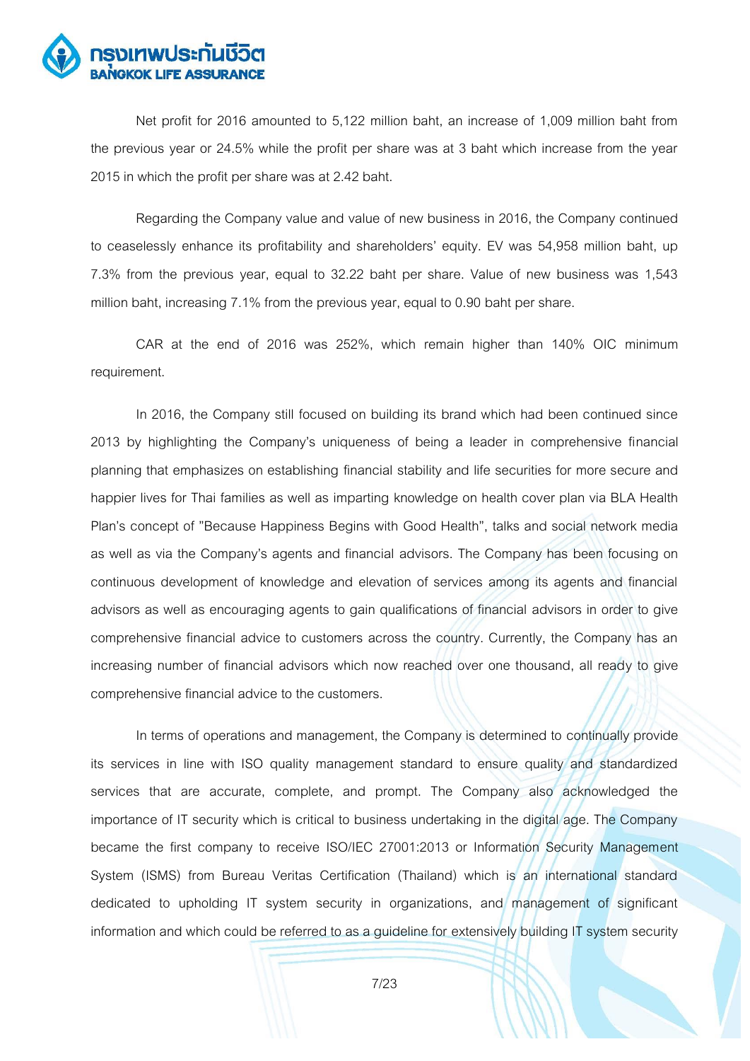Net profit for 2016 amounted to 5,122 million baht, an increase of 1,009 million baht from the previous year or 24.5% while the profit per share was at 3 baht which increase from the year 2015 in which the profit per share was at 2.42 baht.

Regarding the Company value and value of new business in 2016, the Company continued to ceaselessly enhance its profitability and shareholders' equity. EV was 54,958 million baht, up 7.3% from the previous year, equal to 32.22 baht per share. Value of new business was 1,543 million baht, increasing 7.1% from the previous year, equal to 0.90 baht per share.

CAR at the end of 2016 was 252%, which remain higher than 140% OIC minimum requirement.

In 2016, the Company still focused on building its brand which had been continued since 2013 by highlighting the Company's uniqueness of being a leader in comprehensive financial planning that emphasizes on establishing financial stability and life securities for more secure and happier lives for Thai families as well as imparting knowledge on health cover plan via BLA Health Plan's concept of "Because Happiness Begins with Good Health", talks and social network media as well as via the Company's agents and financial advisors. The Company has been focusing on continuous development of knowledge and elevation of services among its agents and financial advisors as well as encouraging agents to gain qualifications of financial advisors in order to give comprehensive financial advice to customers across the country. Currently, the Company has an increasing number of financial advisors which now reached over one thousand, all ready to give comprehensive financial advice to the customers.

In terms of operations and management, the Company is determined to continually provide its services in line with ISO quality management standard to ensure quality and standardized services that are accurate, complete, and prompt. The Company also acknowledged the importance of IT security which is critical to business undertaking in the digital age. The Company became the first company to receive ISO/IEC 27001:2013 or Information Security Management System (ISMS) from Bureau Veritas Certification (Thailand) which is an international standard dedicated to upholding IT system security in organizations, and management of significant information and which could be referred to as a guideline for extensively building IT system security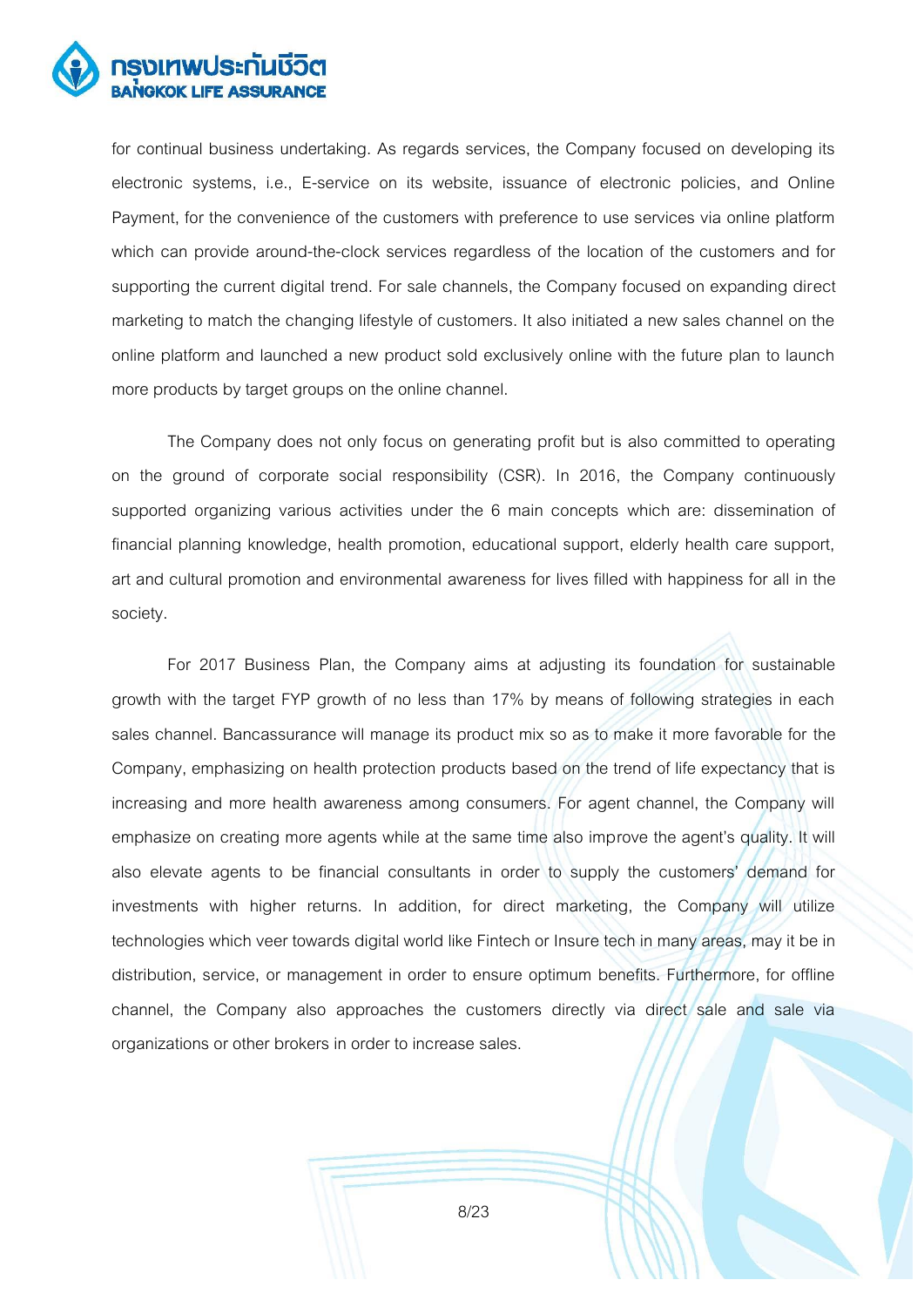for continual business undertaking. As regards services, the Company focused on developing its electronic systems, i.e., E-service on its website, issuance of electronic policies, and Online Payment, for the convenience of the customers with preference to use services via online platform which can provide around-the-clock services regardless of the location of the customers and for supporting the current digital trend. For sale channels, the Company focused on expanding direct marketing to match the changing lifestyle of customers. It also initiated a new sales channel on the online platform and launched a new product sold exclusively online with the future plan to launch more products by target groups on the online channel.

The Company does not only focus on generating profit but is also committed to operating on the ground of corporate social responsibility (CSR). In 2016, the Company continuously supported organizing various activities under the 6 main concepts which are: dissemination of financial planning knowledge, health promotion, educational support, elderly health care support, art and cultural promotion and environmental awareness for lives filled with happiness for all in the society.

For 2017 Business Plan, the Company aims at adjusting its foundation for sustainable growth with the target FYP growth of no less than 17% by means of following strategies in each sales channel. Bancassurance will manage its product mix so as to make it more favorable for the Company, emphasizing on health protection products based on the trend of life expectancy that is increasing and more health awareness among consumers. For agent channel, the Company will emphasize on creating more agents while at the same time also improve the agent's quality. It will also elevate agents to be financial consultants in order to supply the customers' demand for investments with higher returns. In addition, for direct marketing, the Company will utilize technologies which veer towards digital world like Fintech or Insure tech in many areas, may it be in distribution, service, or management in order to ensure optimum benefits. Furthermore, for offline channel, the Company also approaches the customers directly via direct sale and sale via organizations or other brokers in order to increase sales.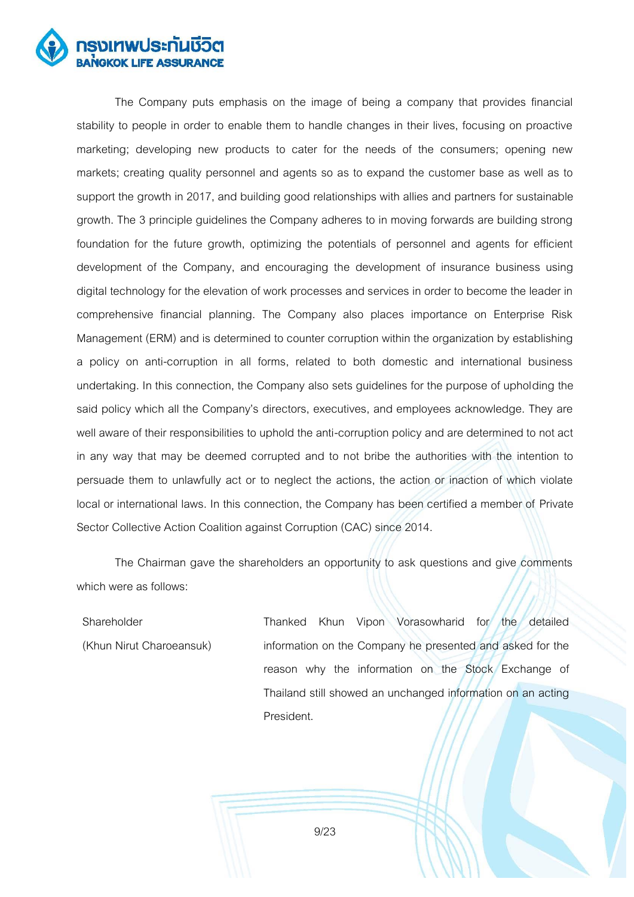The Company puts emphasis on the image of being a company that provides financial stability to people in order to enable them to handle changes in their lives, focusing on proactive marketing; developing new products to cater for the needs of the consumers; opening new markets; creating quality personnel and agents so as to expand the customer base as well as to support the growth in 2017, and building good relationships with allies and partners for sustainable growth. The 3 principle guidelines the Company adheres to in moving forwards are building strong foundation for the future growth, optimizing the potentials of personnel and agents for efficient development of the Company, and encouraging the development of insurance business using digital technology for the elevation of work processes and services in order to become the leader in comprehensive financial planning. The Company also places importance on Enterprise Risk Management (ERM) and is determined to counter corruption within the organization by establishing a policy on anti-corruption in all forms, related to both domestic and international business undertaking. In this connection, the Company also sets guidelines for the purpose of upholding the said policy which all the Company's directors, executives, and employees acknowledge. They are well aware of their responsibilities to uphold the anti-corruption policy and are determined to not act in any way that may be deemed corrupted and to not bribe the authorities with the intention to persuade them to unlawfully act or to neglect the actions, the action or inaction of which violate local or international laws. In this connection, the Company has been certified a member of Private Sector Collective Action Coalition against Corruption (CAC) since 2014.

The Chairman gave the shareholders an opportunity to ask questions and give comments which were as follows:

| | |
|---|---|
| Shareholder (Khun Nirut Charoeansuk) | Thanked Khun Vipon Vorasowharid for the detailed information on the Company he presented and asked for the reason why the information on the Stock Exchange of Thailand still showed an unchanged information on an acting President. |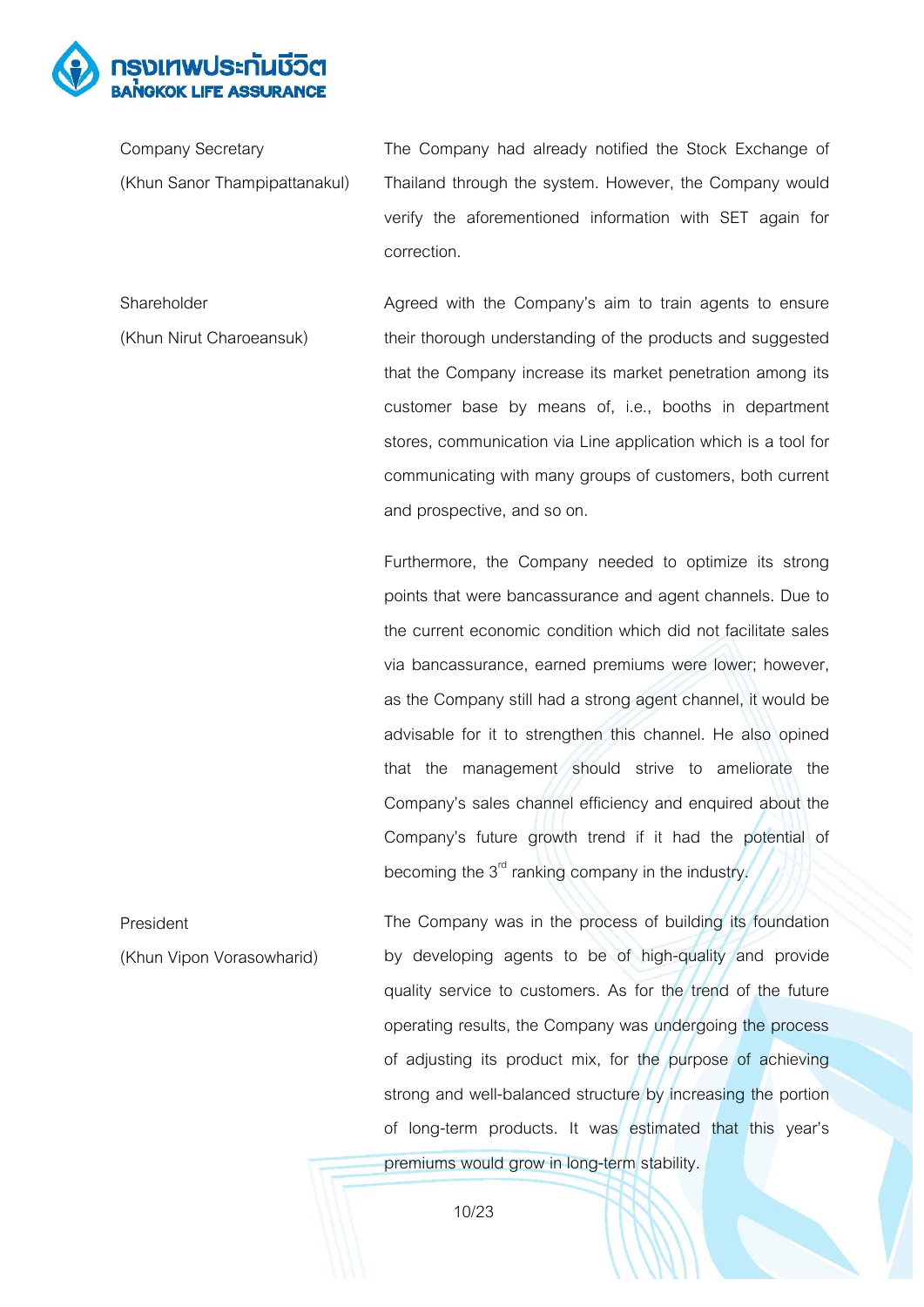| | |
|---|---|
| Company Secretary<br>(Khun Sanor Thampipattanakul) | The Company had already notified the Stock Exchange of Thailand through the system. However, the Company would verify the aforementioned information with SET again for correction. |
| Shareholder<br>(Khun Nirut Charoeansuk) | Agreed with the Company's aim to train agents to ensure their thorough understanding of the products and suggested that the Company increase its market penetration among its customer base by means of, i.e., booths in department stores, communication via Line application which is a tool for communicating with many groups of customers, both current and prospective, and so on.<br><br>Furthermore, the Company needed to optimize its strong points that were bancassurance and agent channels. Due to the current economic condition which did not facilitate sales via bancassurance, earned premiums were lower; however, as the Company still had a strong agent channel, it would be advisable for it to strengthen this channel. He also opined that the management should strive to ameliorate the Company's sales channel efficiency and enquired about the Company's future growth trend if it had the potential of becoming the 3rd ranking company in the industry. |
| President<br>(Khun Vipon Vorasowharid) | The Company was in the process of building its foundation by developing agents to be of high-quality and provide quality service to customers. As for the trend of the future operating results, the Company was undergoing the process of adjusting its product mix, for the purpose of achieving strong and well-balanced structure by increasing the portion of long-term products. It was estimated that this year's premiums would grow in long-term stability. |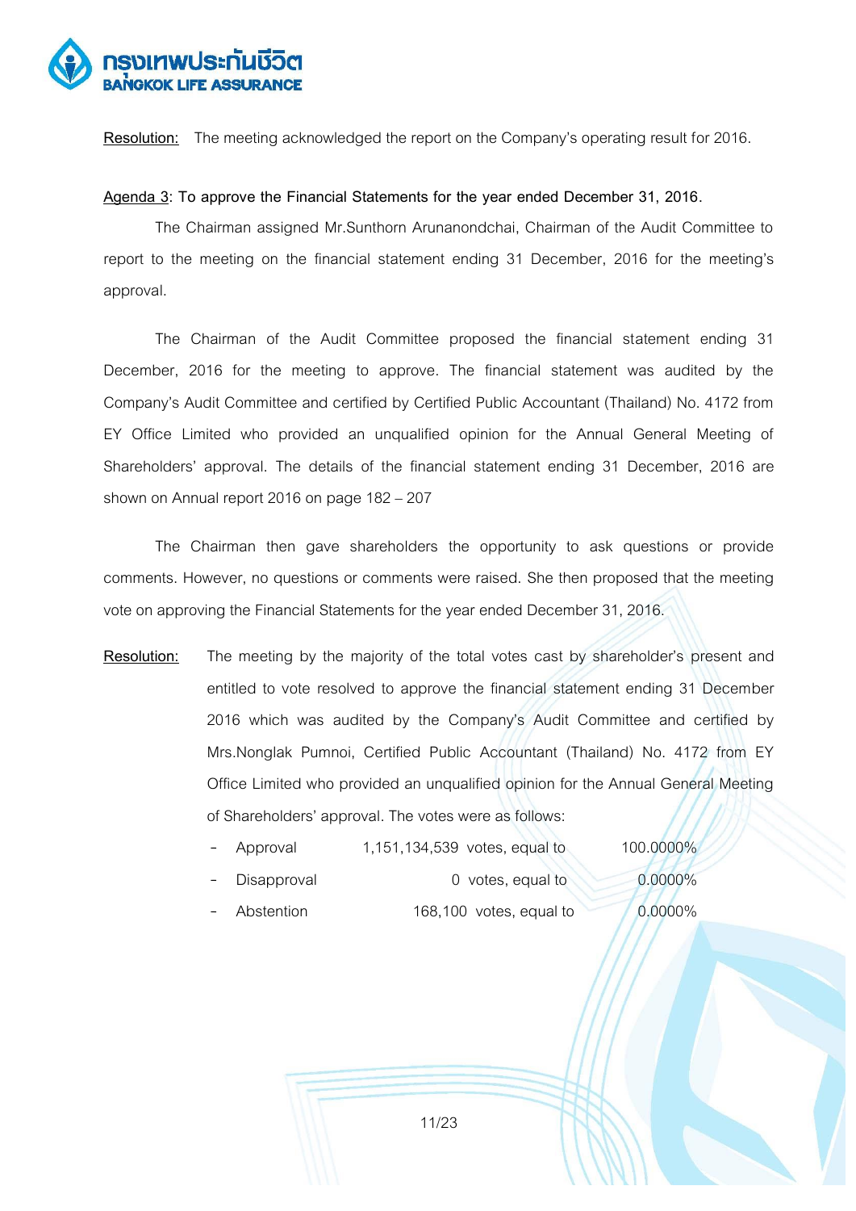**Resolution:** The meeting acknowledged the report on the Company's operating result for 2016.

**Agenda 3: To approve the Financial Statements for the year ended December 31, 2016.**

The Chairman assigned Mr.Sunthorn Arunanondchai, Chairman of the Audit Committee to report to the meeting on the financial statement ending 31 December, 2016 for the meeting's approval.

The Chairman of the Audit Committee proposed the financial statement ending 31 December, 2016 for the meeting to approve. The financial statement was audited by the Company's Audit Committee and certified by Certified Public Accountant (Thailand) No. 4172 from EY Office Limited who provided an unqualified opinion for the Annual General Meeting of Shareholders' approval. The details of the financial statement ending 31 December, 2016 are shown on Annual report 2016 on page 182 – 207

The Chairman then gave shareholders the opportunity to ask questions or provide comments. However, no questions or comments were raised. She then proposed that the meeting vote on approving the Financial Statements for the year ended December 31, 2016.

**Resolution:** The meeting by the majority of the total votes cast by shareholder's present and entitled to vote resolved to approve the financial statement ending 31 December 2016 which was audited by the Company's Audit Committee and certified by Mrs.Nonglak Pumnoi, Certified Public Accountant (Thailand) No. 4172 from EY Office Limited who provided an unqualified opinion for the Annual General Meeting of Shareholders' approval. The votes were as follows:

- Approval 1,151,134,539 votes, equal to 100.0000%
- Disapproval 0 votes, equal to 0.0000%
- Abstention 168,100 votes, equal to 0.0000%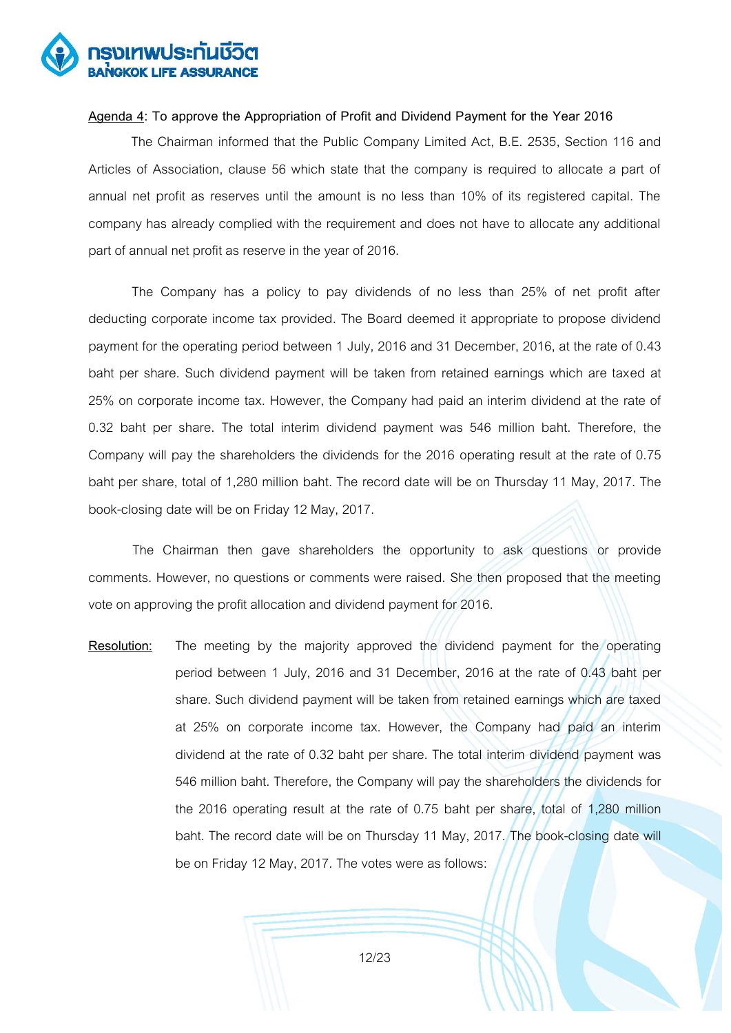**Agenda 4: To approve the Appropriation of Profit and Dividend Payment for the Year 2016**

The Chairman informed that the Public Company Limited Act, B.E. 2535, Section 116 and Articles of Association, clause 56 which state that the company is required to allocate a part of annual net profit as reserves until the amount is no less than 10% of its registered capital. The company has already complied with the requirement and does not have to allocate any additional part of annual net profit as reserve in the year of 2016.

The Company has a policy to pay dividends of no less than 25% of net profit after deducting corporate income tax provided. The Board deemed it appropriate to propose dividend payment for the operating period between 1 July, 2016 and 31 December, 2016, at the rate of 0.43 baht per share. Such dividend payment will be taken from retained earnings which are taxed at 25% on corporate income tax. However, the Company had paid an interim dividend at the rate of 0.32 baht per share. The total interim dividend payment was 546 million baht. Therefore, the Company will pay the shareholders the dividends for the 2016 operating result at the rate of 0.75 baht per share, total of 1,280 million baht. The record date will be on Thursday 11 May, 2017. The book-closing date will be on Friday 12 May, 2017.

The Chairman then gave shareholders the opportunity to ask questions or provide comments. However, no questions or comments were raised. She then proposed that the meeting vote on approving the profit allocation and dividend payment for 2016.

**Resolution:** The meeting by the majority approved the dividend payment for the operating period between 1 July, 2016 and 31 December, 2016 at the rate of 0.43 baht per share. Such dividend payment will be taken from retained earnings which are taxed at 25% on corporate income tax. However, the Company had paid an interim dividend at the rate of 0.32 baht per share. The total interim dividend payment was 546 million baht. Therefore, the Company will pay the shareholders the dividends for the 2016 operating result at the rate of 0.75 baht per share, total of 1,280 million baht. The record date will be on Thursday 11 May, 2017. The book-closing date will be on Friday 12 May, 2017. The votes were as follows: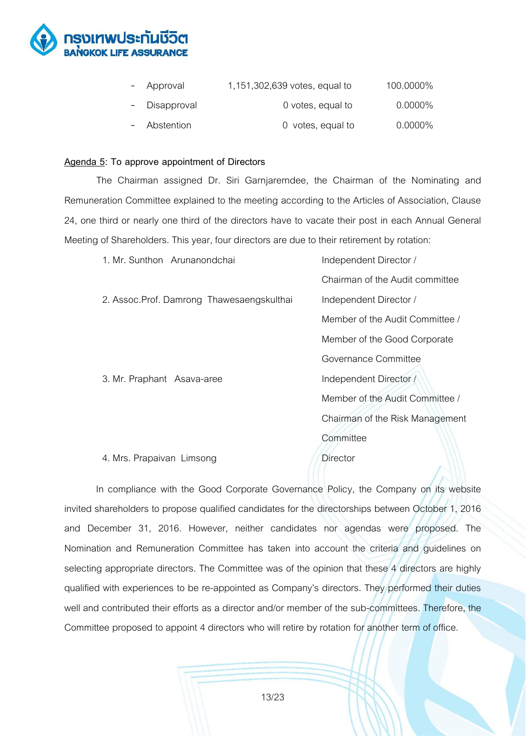- Approval 1,151,302,639 votes, equal to 100.0000%
- Disapproval 0 votes, equal to 0.0000%
- Abstention 0 votes, equal to 0.0000%

**Agenda 5: To approve appointment of Directors**

The Chairman assigned Dr. Siri Garnjarerndee, the Chairman of the Nominating and Remuneration Committee explained to the meeting according to the Articles of Association, Clause 24, one third or nearly one third of the directors have to vacate their post in each Annual General Meeting of Shareholders. This year, four directors are due to their retirement by rotation:

1. Mr. Sunthon Arunanondchai — Independent Director / Chairman of the Audit committee
2. Assoc.Prof. Damrong Thawesaengskulthai — Independent Director / Member of the Audit Committee / Member of the Good Corporate Governance Committee
3. Mr. Praphant Asava-aree — Independent Director / Member of the Audit Committee / Chairman of the Risk Management Committee
4. Mrs. Prapaivan Limsong — Director

In compliance with the Good Corporate Governance Policy, the Company on its website invited shareholders to propose qualified candidates for the directorships between October 1, 2016 and December 31, 2016. However, neither candidates nor agendas were proposed. The Nomination and Remuneration Committee has taken into account the criteria and guidelines on selecting appropriate directors. The Committee was of the opinion that these 4 directors are highly qualified with experiences to be re-appointed as Company's directors. They performed their duties well and contributed their efforts as a director and/or member of the sub-committees. Therefore, the Committee proposed to appoint 4 directors who will retire by rotation for another term of office.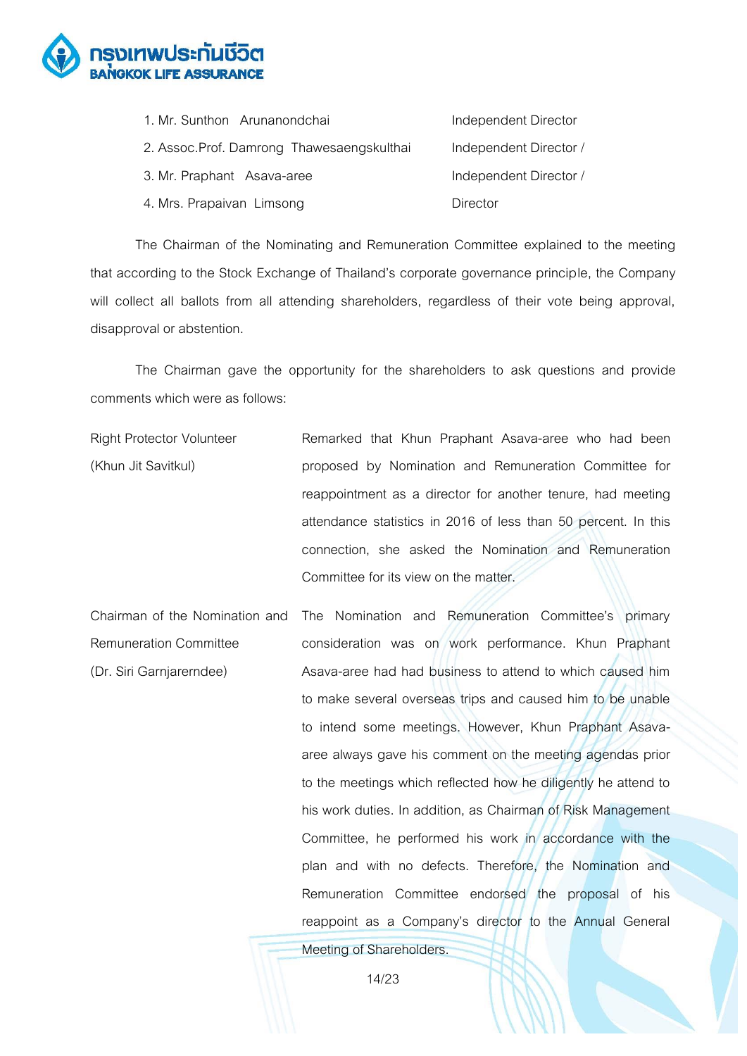| | |
|---|---|
| 1. Mr. Sunthon Arunanondchai | Independent Director |
| 2. Assoc.Prof. Damrong Thawesaengskulthai | Independent Director / |
| 3. Mr. Praphant Asava-aree | Independent Director / |
| 4. Mrs. Prapaivan Limsong | Director |

The Chairman of the Nominating and Remuneration Committee explained to the meeting that according to the Stock Exchange of Thailand's corporate governance principle, the Company will collect all ballots from all attending shareholders, regardless of their vote being approval, disapproval or abstention.

The Chairman gave the opportunity for the shareholders to ask questions and provide comments which were as follows:

| | |
|---|---|
| Right Protector Volunteer (Khun Jit Savitkul) | Remarked that Khun Praphant Asava-aree who had been proposed by Nomination and Remuneration Committee for reappointment as a director for another tenure, had meeting attendance statistics in 2016 of less than 50 percent. In this connection, she asked the Nomination and Remuneration Committee for its view on the matter. |
| Chairman of the Nomination and Remuneration Committee (Dr. Siri Garnjarerndee) | The Nomination and Remuneration Committee's primary consideration was on work performance. Khun Praphant Asava-aree had had business to attend to which caused him to make several overseas trips and caused him to be unable to intend some meetings. However, Khun Praphant Asava-aree always gave his comment on the meeting agendas prior to the meetings which reflected how he diligently he attend to his work duties. In addition, as Chairman of Risk Management Committee, he performed his work in accordance with the plan and with no defects. Therefore, the Nomination and Remuneration Committee endorsed the proposal of his reappoint as a Company's director to the Annual General Meeting of Shareholders. |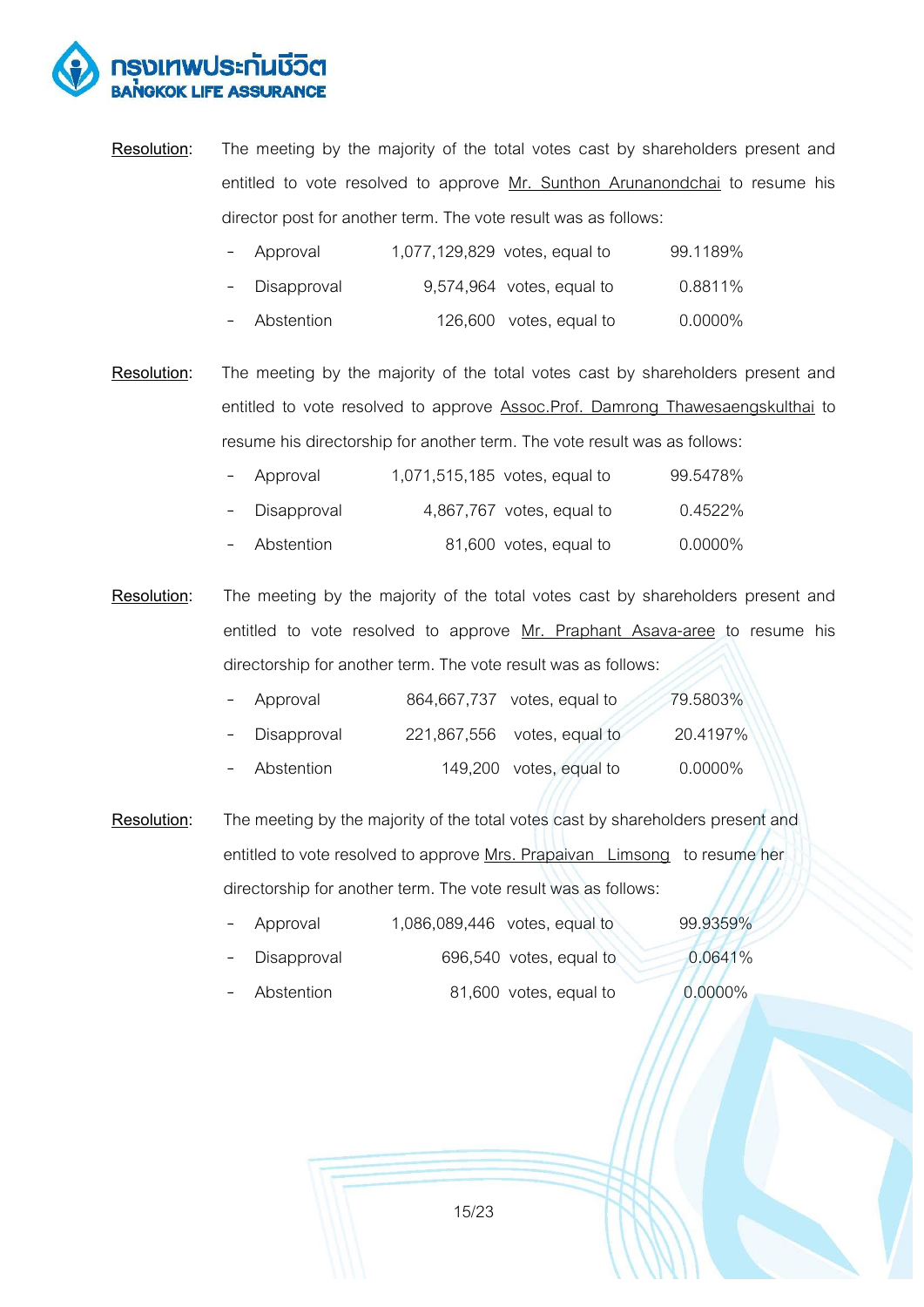**Resolution**: The meeting by the majority of the total votes cast by shareholders present and entitled to vote resolved to approve Mr. Sunthon Arunanondchai to resume his director post for another term. The vote result was as follows:

- Approval 1,077,129,829 votes, equal to 99.1189%
- Disapproval 9,574,964 votes, equal to 0.8811%
- Abstention 126,600 votes, equal to 0.0000%

**Resolution**: The meeting by the majority of the total votes cast by shareholders present and entitled to vote resolved to approve Assoc.Prof. Damrong Thawesaengskulthai to resume his directorship for another term. The vote result was as follows:

- Approval 1,071,515,185 votes, equal to 99.5478%
- Disapproval 4,867,767 votes, equal to 0.4522%
- Abstention 81,600 votes, equal to 0.0000%

**Resolution**: The meeting by the majority of the total votes cast by shareholders present and entitled to vote resolved to approve Mr. Praphant Asava-aree to resume his directorship for another term. The vote result was as follows:

- Approval 864,667,737 votes, equal to 79.5803%
- Disapproval 221,867,556 votes, equal to 20.4197%
- Abstention 149,200 votes, equal to 0.0000%

**Resolution**: The meeting by the majority of the total votes cast by shareholders present and entitled to vote resolved to approve Mrs. Prapaivan Limsong to resume her directorship for another term. The vote result was as follows:

- Approval 1,086,089,446 votes, equal to 99.9359%
- Disapproval 696,540 votes, equal to 0.0641%
- Abstention 81,600 votes, equal to 0.0000%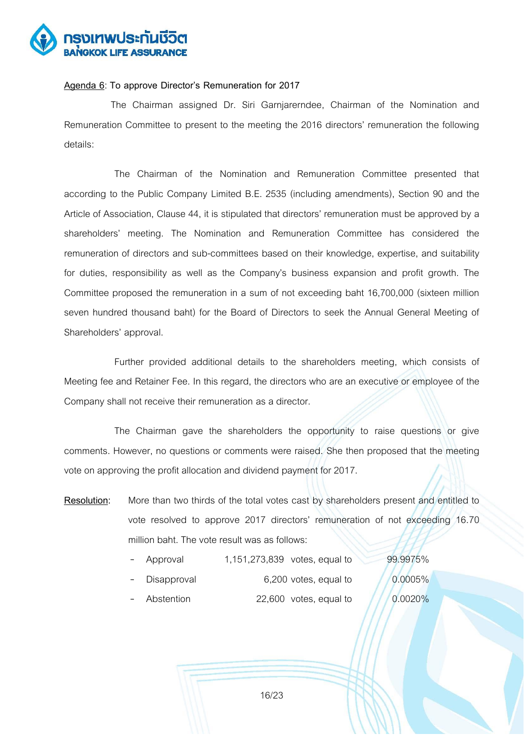<u>Agenda 6</u>: **To approve Director's Remuneration for 2017**

The Chairman assigned Dr. Siri Garnjarerndee, Chairman of the Nomination and Remuneration Committee to present to the meeting the 2016 directors' remuneration the following details:

The Chairman of the Nomination and Remuneration Committee presented that according to the Public Company Limited B.E. 2535 (including amendments), Section 90 and the Article of Association, Clause 44, it is stipulated that directors' remuneration must be approved by a shareholders' meeting. The Nomination and Remuneration Committee has considered the remuneration of directors and sub-committees based on their knowledge, expertise, and suitability for duties, responsibility as well as the Company's business expansion and profit growth. The Committee proposed the remuneration in a sum of not exceeding baht 16,700,000 (sixteen million seven hundred thousand baht) for the Board of Directors to seek the Annual General Meeting of Shareholders' approval.

Further provided additional details to the shareholders meeting, which consists of Meeting fee and Retainer Fee. In this regard, the directors who are an executive or employee of the Company shall not receive their remuneration as a director.

The Chairman gave the shareholders the opportunity to raise questions or give comments. However, no questions or comments were raised. She then proposed that the meeting vote on approving the profit allocation and dividend payment for 2017.

**<u>Resolution</u>**: More than two thirds of the total votes cast by shareholders present and entitled to vote resolved to approve 2017 directors' remuneration of not exceeding 16.70 million baht. The vote result was as follows:

- Approval 1,151,273,839 votes, equal to 99.9975%
- Disapproval 6,200 votes, equal to 0.0005%
- Abstention 22,600 votes, equal to 0.0020%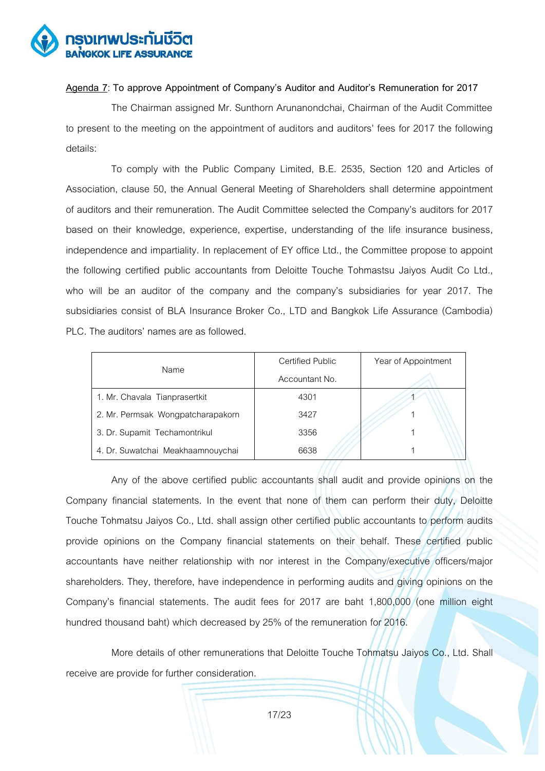Agenda 7: To approve Appointment of Company's Auditor and Auditor's Remuneration for 2017

The Chairman assigned Mr. Sunthorn Arunanondchai, Chairman of the Audit Committee to present to the meeting on the appointment of auditors and auditors' fees for 2017 the following details:

To comply with the Public Company Limited, B.E. 2535, Section 120 and Articles of Association, clause 50, the Annual General Meeting of Shareholders shall determine appointment of auditors and their remuneration. The Audit Committee selected the Company's auditors for 2017 based on their knowledge, experience, expertise, understanding of the life insurance business, independence and impartiality. In replacement of EY office Ltd., the Committee propose to appoint the following certified public accountants from Deloitte Touche Tohmastsu Jaiyos Audit Co Ltd., who will be an auditor of the company and the company's subsidiaries for year 2017. The subsidiaries consist of BLA Insurance Broker Co., LTD and Bangkok Life Assurance (Cambodia) PLC. The auditors' names are as followed.

| Name | Certified Public Accountant No. | Year of Appointment |
|---|---|---|
| 1. Mr. Chavala Tianprasertkit | 4301 | 1 |
| 2. Mr. Permsak Wongpatcharapakorn | 3427 | 1 |
| 3. Dr. Supamit Techamontrikul | 3356 | 1 |
| 4. Dr. Suwatchai Meakhaamnouychai | 6638 | 1 |

Any of the above certified public accountants shall audit and provide opinions on the Company financial statements. In the event that none of them can perform their duty, Deloitte Touche Tohmatsu Jaiyos Co., Ltd. shall assign other certified public accountants to perform audits provide opinions on the Company financial statements on their behalf. These certified public accountants have neither relationship with nor interest in the Company/executive officers/major shareholders. They, therefore, have independence in performing audits and giving opinions on the Company's financial statements. The audit fees for 2017 are baht 1,800,000 (one million eight hundred thousand baht) which decreased by 25% of the remuneration for 2016.

More details of other remunerations that Deloitte Touche Tohmatsu Jaiyos Co., Ltd. Shall receive are provide for further consideration.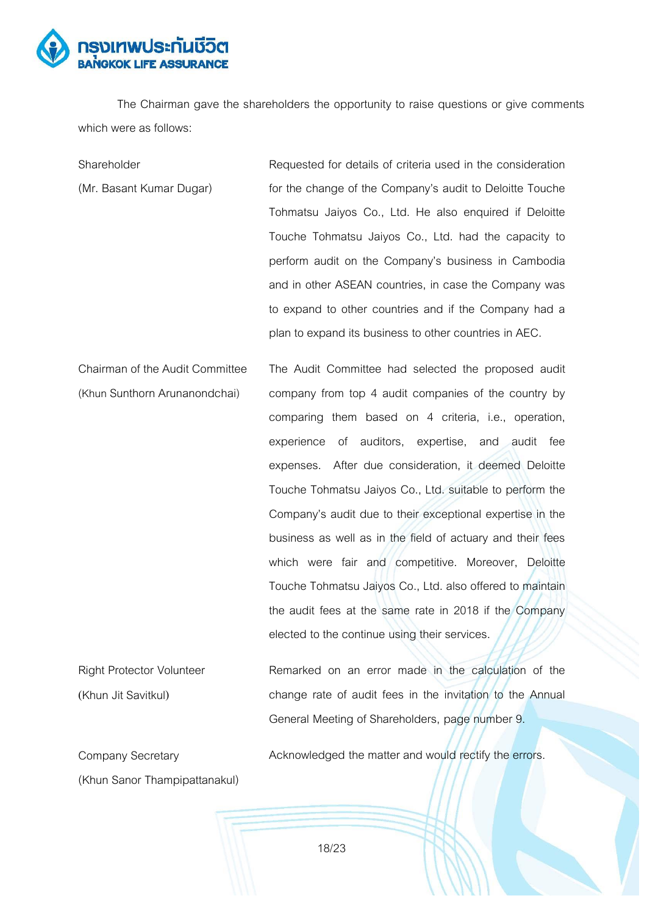The Chairman gave the shareholders the opportunity to raise questions or give comments which were as follows:

| | |
|---|---|
| Shareholder<br>(Mr. Basant Kumar Dugar) | Requested for details of criteria used in the consideration for the change of the Company's audit to Deloitte Touche Tohmatsu Jaiyos Co., Ltd. He also enquired if Deloitte Touche Tohmatsu Jaiyos Co., Ltd. had the capacity to perform audit on the Company's business in Cambodia and in other ASEAN countries, in case the Company was to expand to other countries and if the Company had a plan to expand its business to other countries in AEC. |
| Chairman of the Audit Committee<br>(Khun Sunthorn Arunanondchai) | The Audit Committee had selected the proposed audit company from top 4 audit companies of the country by comparing them based on 4 criteria, i.e., operation, experience of auditors, expertise, and audit fee expenses. After due consideration, it deemed Deloitte Touche Tohmatsu Jaiyos Co., Ltd. suitable to perform the Company's audit due to their exceptional expertise in the business as well as in the field of actuary and their fees which were fair and competitive. Moreover, Deloitte Touche Tohmatsu Jaiyos Co., Ltd. also offered to maintain the audit fees at the same rate in 2018 if the Company elected to the continue using their services. |
| Right Protector Volunteer<br>(Khun Jit Savitkul) | Remarked on an error made in the calculation of the change rate of audit fees in the invitation to the Annual General Meeting of Shareholders, page number 9. |
| Company Secretary<br>(Khun Sanor Thampipattanakul) | Acknowledged the matter and would rectify the errors. |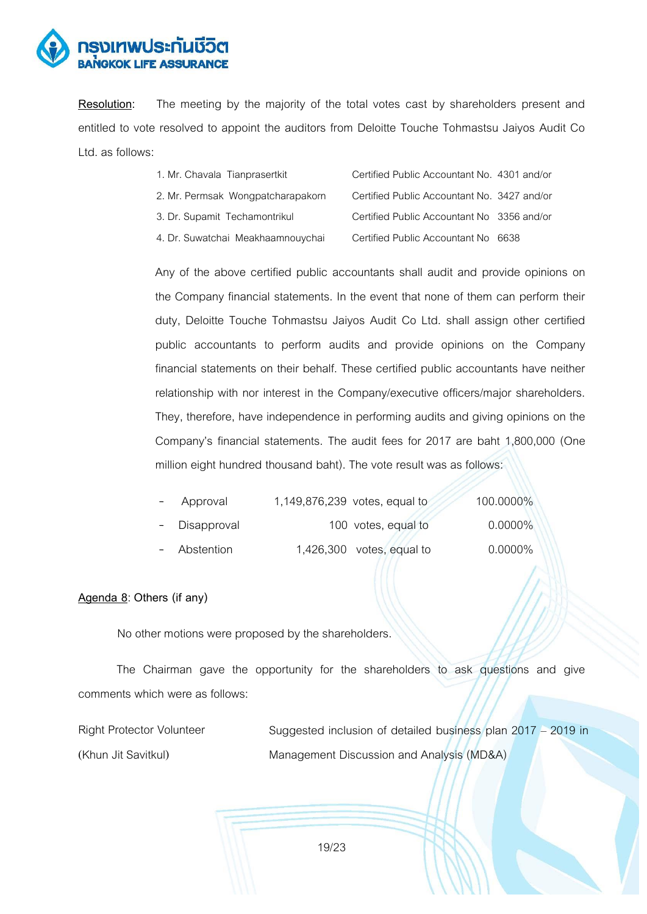<u>**Resolution**</u>: The meeting by the majority of the total votes cast by shareholders present and entitled to vote resolved to appoint the auditors from Deloitte Touche Tohmastsu Jaiyos Audit Co Ltd. as follows:

| | |
|---|---|
| 1. Mr. Chavala Tianprasertkit | Certified Public Accountant No. 4301 and/or |
| 2. Mr. Permsak Wongpatcharapakorn | Certified Public Accountant No. 3427 and/or |
| 3. Dr. Supamit Techamontrikul | Certified Public Accountant No 3356 and/or |
| 4. Dr. Suwatchai Meakhaamnouychai | Certified Public Accountant No 6638 |

Any of the above certified public accountants shall audit and provide opinions on the Company financial statements. In the event that none of them can perform their duty, Deloitte Touche Tohmastsu Jaiyos Audit Co Ltd. shall assign other certified public accountants to perform audits and provide opinions on the Company financial statements on their behalf. These certified public accountants have neither relationship with nor interest in the Company/executive officers/major shareholders. They, therefore, have independence in performing audits and giving opinions on the Company's financial statements. The audit fees for 2017 are baht 1,800,000 (One million eight hundred thousand baht). The vote result was as follows:

| | | | | |
|---|---|---|---|---|
| - | Approval | 1,149,876,239 | votes, equal to | 100.0000% |
| - | Disapproval | 100 | votes, equal to | 0.0000% |
| - | Abstention | 1,426,300 | votes, equal to | 0.0000% |

<u>Agenda 8</u>: Others (if any)

No other motions were proposed by the shareholders.

The Chairman gave the opportunity for the shareholders to ask questions and give comments which were as follows:

| | |
|---|---|
| Right Protector Volunteer (Khun Jit Savitkul) | Suggested inclusion of detailed business plan 2017 – 2019 in Management Discussion and Analysis (MD&A) |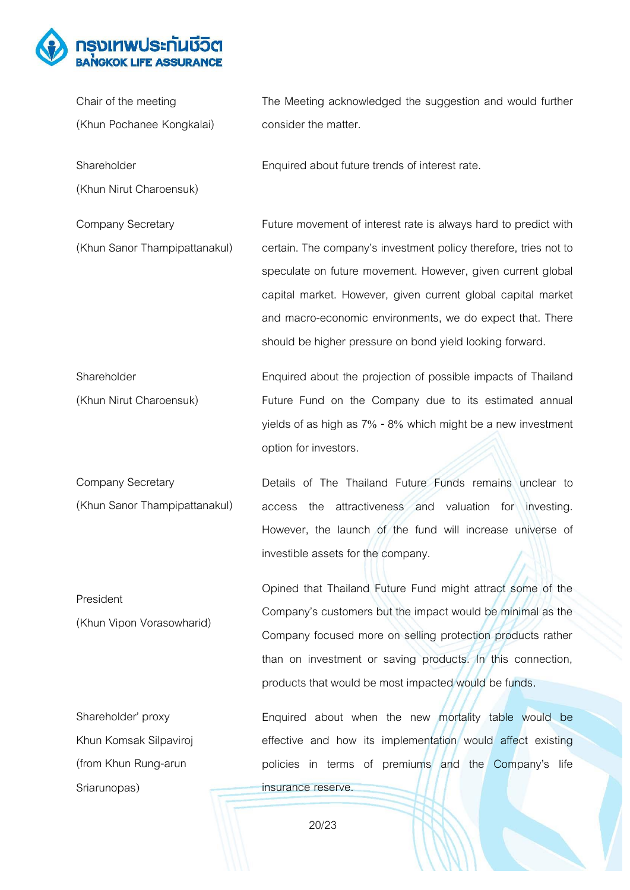| | |
|---|---|
| Chair of the meeting (Khun Pochanee Kongkalai) | The Meeting acknowledged the suggestion and would further consider the matter. |
| Shareholder (Khun Nirut Charoensuk) | Enquired about future trends of interest rate. |
| Company Secretary (Khun Sanor Thampipattanakul) | Future movement of interest rate is always hard to predict with certain. The company's investment policy therefore, tries not to speculate on future movement. However, given current global capital market. However, given current global capital market and macro-economic environments, we do expect that. There should be higher pressure on bond yield looking forward. |
| Shareholder (Khun Nirut Charoensuk) | Enquired about the projection of possible impacts of Thailand Future Fund on the Company due to its estimated annual yields of as high as 7% - 8% which might be a new investment option for investors. |
| Company Secretary (Khun Sanor Thampipattanakul) | Details of The Thailand Future Funds remains unclear to access the attractiveness and valuation for investing. However, the launch of the fund will increase universe of investible assets for the company. |
| President (Khun Vipon Vorasowharid) | Opined that Thailand Future Fund might attract some of the Company's customers but the impact would be minimal as the Company focused more on selling protection products rather than on investment or saving products. In this connection, products that would be most impacted would be funds. |
| Shareholder' proxy Khun Komsak Silpaviroj (from Khun Rung-arun Sriarunopas) | Enquired about when the new mortality table would be effective and how its implementation would affect existing policies in terms of premiums and the Company's life insurance reserve. |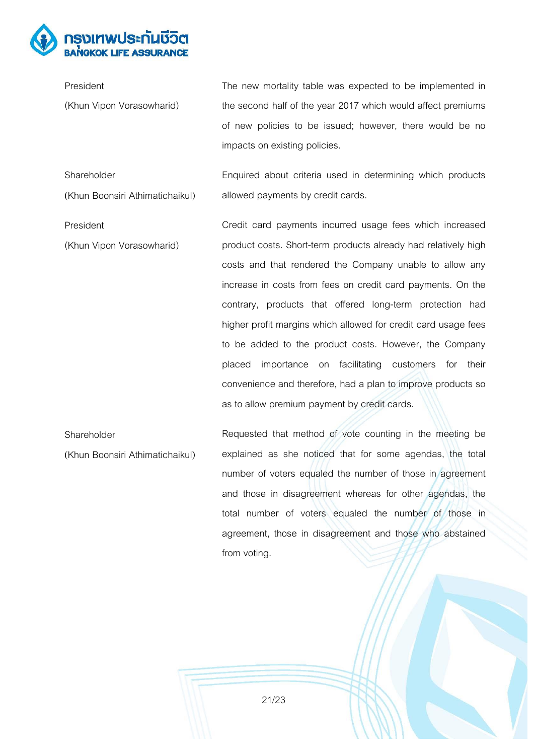| | |
|---|---|
| President<br>(Khun Vipon Vorasowharid) | The new mortality table was expected to be implemented in the second half of the year 2017 which would affect premiums of new policies to be issued; however, there would be no impacts on existing policies. |
| Shareholder<br>(Khun Boonsiri Athimatichaikul) | Enquired about criteria used in determining which products allowed payments by credit cards. |
| President<br>(Khun Vipon Vorasowharid) | Credit card payments incurred usage fees which increased product costs. Short-term products already had relatively high costs and that rendered the Company unable to allow any increase in costs from fees on credit card payments. On the contrary, products that offered long-term protection had higher profit margins which allowed for credit card usage fees to be added to the product costs. However, the Company placed importance on facilitating customers for their convenience and therefore, had a plan to improve products so as to allow premium payment by credit cards. |
| Shareholder<br>(Khun Boonsiri Athimatichaikul) | Requested that method of vote counting in the meeting be explained as she noticed that for some agendas, the total number of voters equaled the number of those in agreement and those in disagreement whereas for other agendas, the total number of voters equaled the number of those in agreement, those in disagreement and those who abstained from voting. |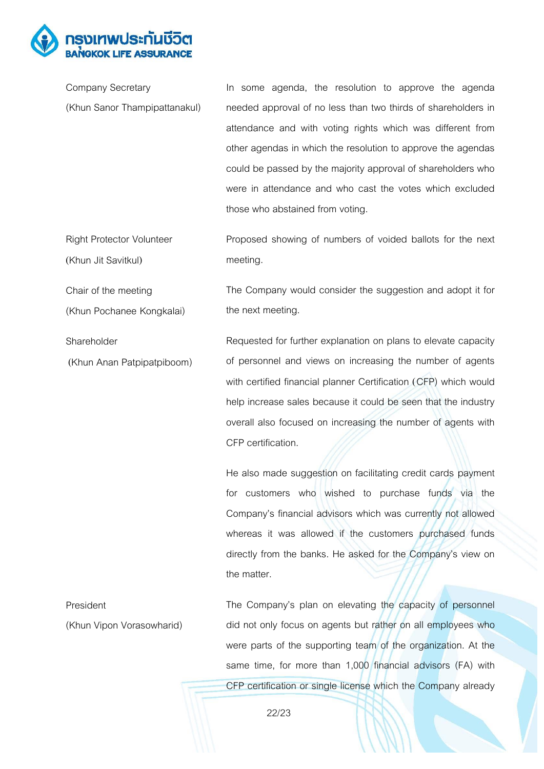| | |
|---|---|
| Company Secretary (Khun Sanor Thampipattanakul) | In some agenda, the resolution to approve the agenda needed approval of no less than two thirds of shareholders in attendance and with voting rights which was different from other agendas in which the resolution to approve the agendas could be passed by the majority approval of shareholders who were in attendance and who cast the votes which excluded those who abstained from voting. |
| Right Protector Volunteer (Khun Jit Savitkul) | Proposed showing of numbers of voided ballots for the next meeting. |
| Chair of the meeting (Khun Pochanee Kongkalai) | The Company would consider the suggestion and adopt it for the next meeting. |
| Shareholder (Khun Anan Patpipatpiboom) | Requested for further explanation on plans to elevate capacity of personnel and views on increasing the number of agents with certified financial planner Certification (CFP) which would help increase sales because it could be seen that the industry overall also focused on increasing the number of agents with CFP certification.<br><br>He also made suggestion on facilitating credit cards payment for customers who wished to purchase funds via the Company's financial advisors which was currently not allowed whereas it was allowed if the customers purchased funds directly from the banks. He asked for the Company's view on the matter. |
| President (Khun Vipon Vorasowharid) | The Company's plan on elevating the capacity of personnel did not only focus on agents but rather on all employees who were parts of the supporting team of the organization. At the same time, for more than 1,000 financial advisors (FA) with CFP certification or single license which the Company already |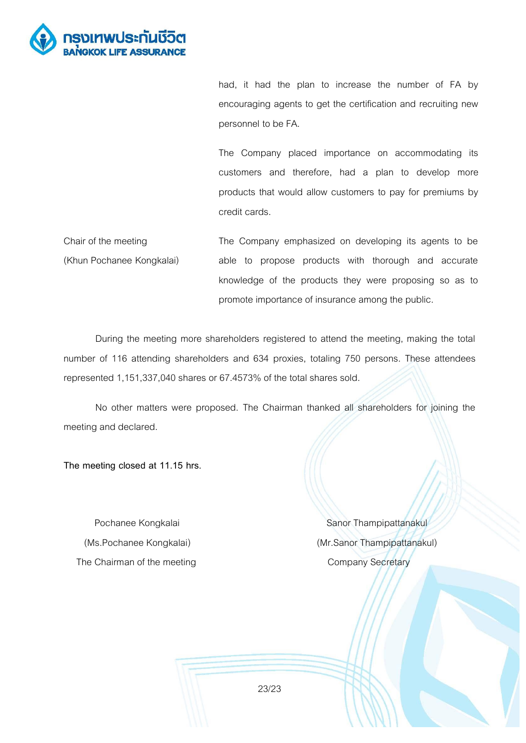had, it had the plan to increase the number of FA by encouraging agents to get the certification and recruiting new personnel to be FA.

The Company placed importance on accommodating its customers and therefore, had a plan to develop more products that would allow customers to pay for premiums by credit cards.

| | |
|---|---|
| Chair of the meeting (Khun Pochanee Kongkalai) | The Company emphasized on developing its agents to be able to propose products with thorough and accurate knowledge of the products they were proposing so as to promote importance of insurance among the public. |

During the meeting more shareholders registered to attend the meeting, making the total number of 116 attending shareholders and 634 proxies, totaling 750 persons. These attendees represented 1,151,337,040 shares or 67.4573% of the total shares sold.

No other matters were proposed. The Chairman thanked all shareholders for joining the meeting and declared.

**The meeting closed at 11.15 hrs.**

| | |
|---|---|
| Pochanee Kongkalai | Sanor Thampipattanakul |
| (Ms.Pochanee Kongkalai) | (Mr.Sanor Thampipattanakul) |
| The Chairman of the meeting | Company Secretary |